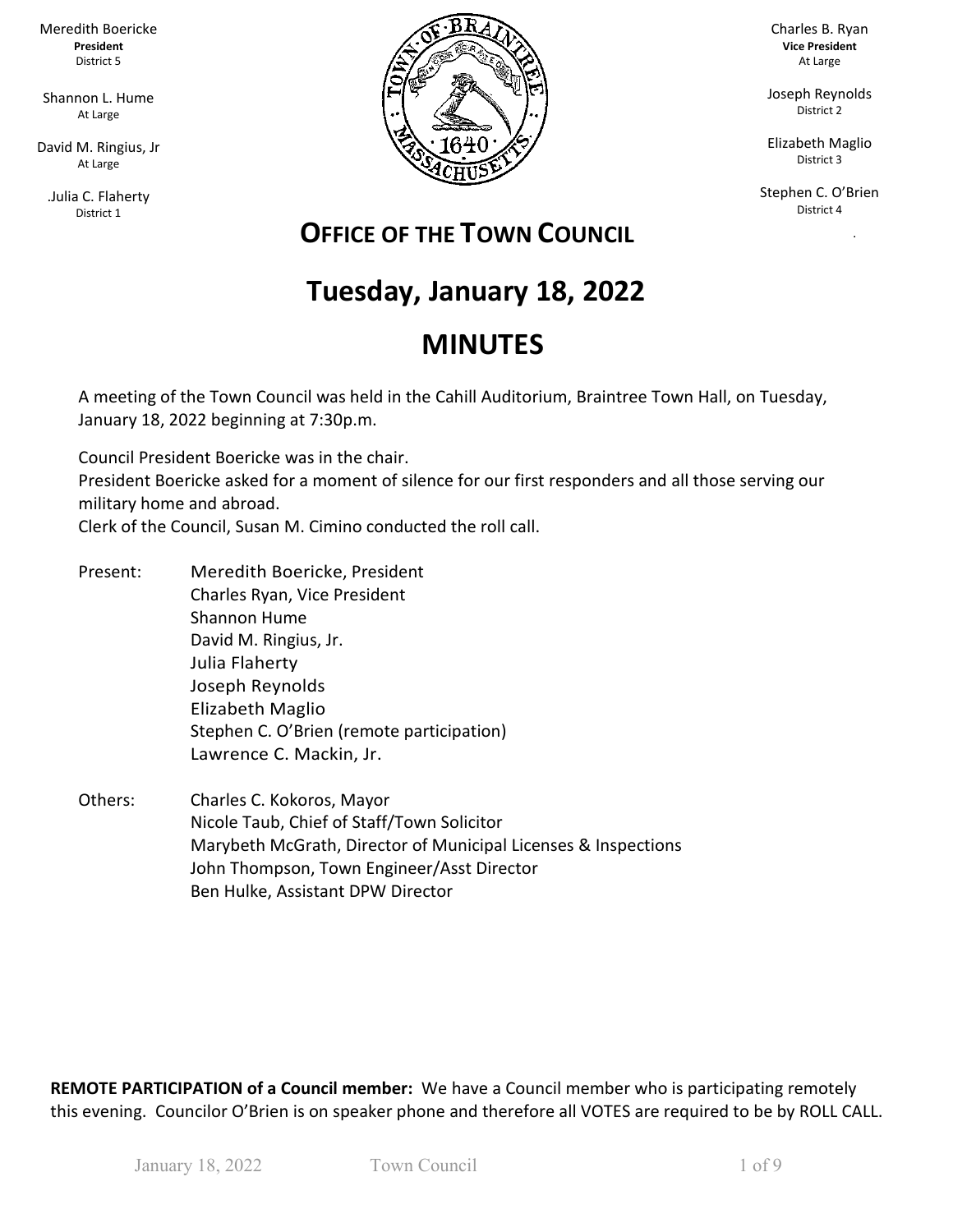Meredith Boericke
**President**
District 5

Shannon L. Hume
At Large

David M. Ringius, Jr
At Large

.Julia C. Flaherty
District 1

Charles B. Ryan
**Vice President**
At Large

Joseph Reynolds
District 2

Elizabeth Maglio
District 3

Stephen C. O'Brien
District 4

## OFFICE OF THE TOWN COUNCIL

# Tuesday, January 18, 2022

# MINUTES

A meeting of the Town Council was held in the Cahill Auditorium, Braintree Town Hall, on Tuesday, January 18, 2022 beginning at 7:30p.m.

Council President Boericke was in the chair.
President Boericke asked for a moment of silence for our first responders and all those serving our military home and abroad.
Clerk of the Council, Susan M. Cimino conducted the roll call.

Present:
- Meredith Boericke, President
- Charles Ryan, Vice President
- Shannon Hume
- David M. Ringius, Jr.
- Julia Flaherty
- Joseph Reynolds
- Elizabeth Maglio
- Stephen C. O'Brien (remote participation)
- Lawrence C. Mackin, Jr.

Others:
- Charles C. Kokoros, Mayor
- Nicole Taub, Chief of Staff/Town Solicitor
- Marybeth McGrath, Director of Municipal Licenses & Inspections
- John Thompson, Town Engineer/Asst Director
- Ben Hulke, Assistant DPW Director

**REMOTE PARTICIPATION of a Council member:** We have a Council member who is participating remotely this evening. Councilor O'Brien is on speaker phone and therefore all VOTES are required to be by ROLL CALL.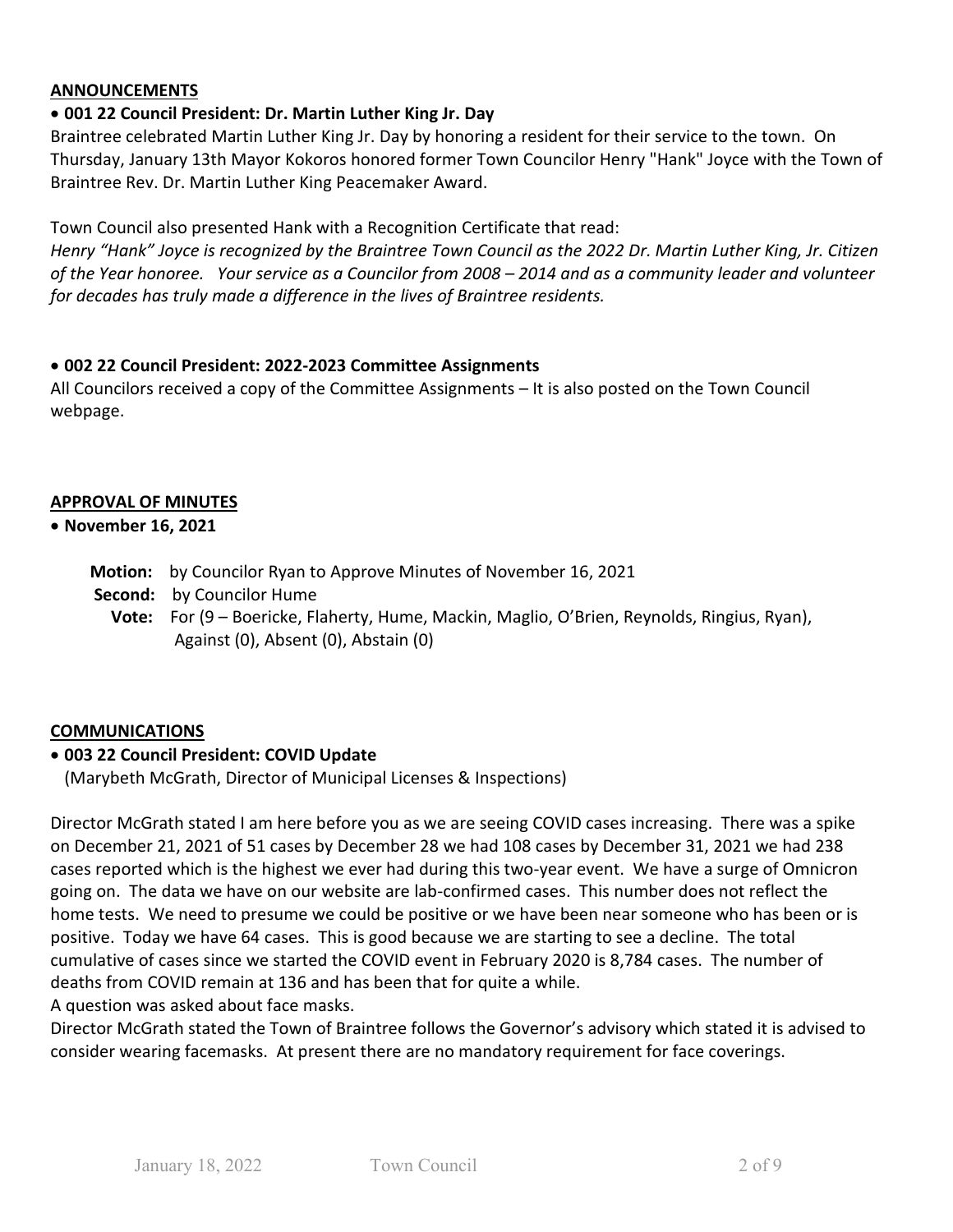## ANNOUNCEMENTS

- **001 22 Council President: Dr. Martin Luther King Jr. Day**

Braintree celebrated Martin Luther King Jr. Day by honoring a resident for their service to the town. On Thursday, January 13th Mayor Kokoros honored former Town Councilor Henry "Hank" Joyce with the Town of Braintree Rev. Dr. Martin Luther King Peacemaker Award.

Town Council also presented Hank with a Recognition Certificate that read:

*Henry "Hank" Joyce is recognized by the Braintree Town Council as the 2022 Dr. Martin Luther King, Jr. Citizen of the Year honoree. Your service as a Councilor from 2008 – 2014 and as a community leader and volunteer for decades has truly made a difference in the lives of Braintree residents.*

- **002 22 Council President: 2022-2023 Committee Assignments**

All Councilors received a copy of the Committee Assignments – It is also posted on the Town Council webpage.

## APPROVAL OF MINUTES

- **November 16, 2021**

**Motion:** by Councilor Ryan to Approve Minutes of November 16, 2021
**Second:** by Councilor Hume
**Vote:** For (9 – Boericke, Flaherty, Hume, Mackin, Maglio, O'Brien, Reynolds, Ringius, Ryan), Against (0), Absent (0), Abstain (0)

## COMMUNICATIONS

- **003 22 Council President: COVID Update**
  (Marybeth McGrath, Director of Municipal Licenses & Inspections)

Director McGrath stated I am here before you as we are seeing COVID cases increasing. There was a spike on December 21, 2021 of 51 cases by December 28 we had 108 cases by December 31, 2021 we had 238 cases reported which is the highest we ever had during this two-year event. We have a surge of Omnicron going on. The data we have on our website are lab-confirmed cases. This number does not reflect the home tests. We need to presume we could be positive or we have been near someone who has been or is positive. Today we have 64 cases. This is good because we are starting to see a decline. The total cumulative of cases since we started the COVID event in February 2020 is 8,784 cases. The number of deaths from COVID remain at 136 and has been that for quite a while.

A question was asked about face masks.

Director McGrath stated the Town of Braintree follows the Governor's advisory which stated it is advised to consider wearing facemasks. At present there are no mandatory requirement for face coverings.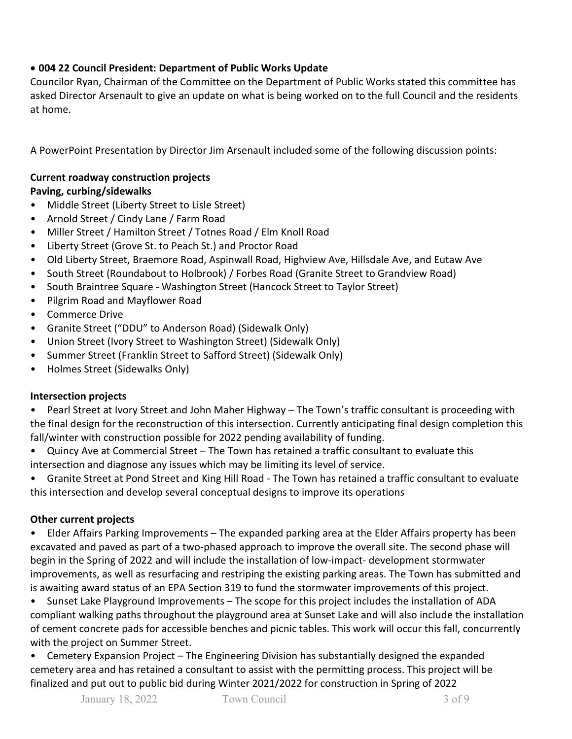- **004 22 Council President: Department of Public Works Update**

Councilor Ryan, Chairman of the Committee on the Department of Public Works stated this committee has asked Director Arsenault to give an update on what is being worked on to the full Council and the residents at home.

A PowerPoint Presentation by Director Jim Arsenault included some of the following discussion points:

**Current roadway construction projects**
**Paving, curbing/sidewalks**

- Middle Street (Liberty Street to Lisle Street)
- Arnold Street / Cindy Lane / Farm Road
- Miller Street / Hamilton Street / Totnes Road / Elm Knoll Road
- Liberty Street (Grove St. to Peach St.) and Proctor Road
- Old Liberty Street, Braemore Road, Aspinwall Road, Highview Ave, Hillsdale Ave, and Eutaw Ave
- South Street (Roundabout to Holbrook) / Forbes Road (Granite Street to Grandview Road)
- South Braintree Square - Washington Street (Hancock Street to Taylor Street)
- Pilgrim Road and Mayflower Road
- Commerce Drive
- Granite Street ("DDU" to Anderson Road) (Sidewalk Only)
- Union Street (Ivory Street to Washington Street) (Sidewalk Only)
- Summer Street (Franklin Street to Safford Street) (Sidewalk Only)
- Holmes Street (Sidewalks Only)

**Intersection projects**

- Pearl Street at Ivory Street and John Maher Highway – The Town's traffic consultant is proceeding with the final design for the reconstruction of this intersection. Currently anticipating final design completion this fall/winter with construction possible for 2022 pending availability of funding.
- Quincy Ave at Commercial Street – The Town has retained a traffic consultant to evaluate this intersection and diagnose any issues which may be limiting its level of service.
- Granite Street at Pond Street and King Hill Road - The Town has retained a traffic consultant to evaluate this intersection and develop several conceptual designs to improve its operations

**Other current projects**

- Elder Affairs Parking Improvements – The expanded parking area at the Elder Affairs property has been excavated and paved as part of a two-phased approach to improve the overall site. The second phase will begin in the Spring of 2022 and will include the installation of low-impact- development stormwater improvements, as well as resurfacing and restriping the existing parking areas. The Town has submitted and is awaiting award status of an EPA Section 319 to fund the stormwater improvements of this project.
- Sunset Lake Playground Improvements – The scope for this project includes the installation of ADA compliant walking paths throughout the playground area at Sunset Lake and will also include the installation of cement concrete pads for accessible benches and picnic tables. This work will occur this fall, concurrently with the project on Summer Street.
- Cemetery Expansion Project – The Engineering Division has substantially designed the expanded cemetery area and has retained a consultant to assist with the permitting process. This project will be finalized and put out to public bid during Winter 2021/2022 for construction in Spring of 2022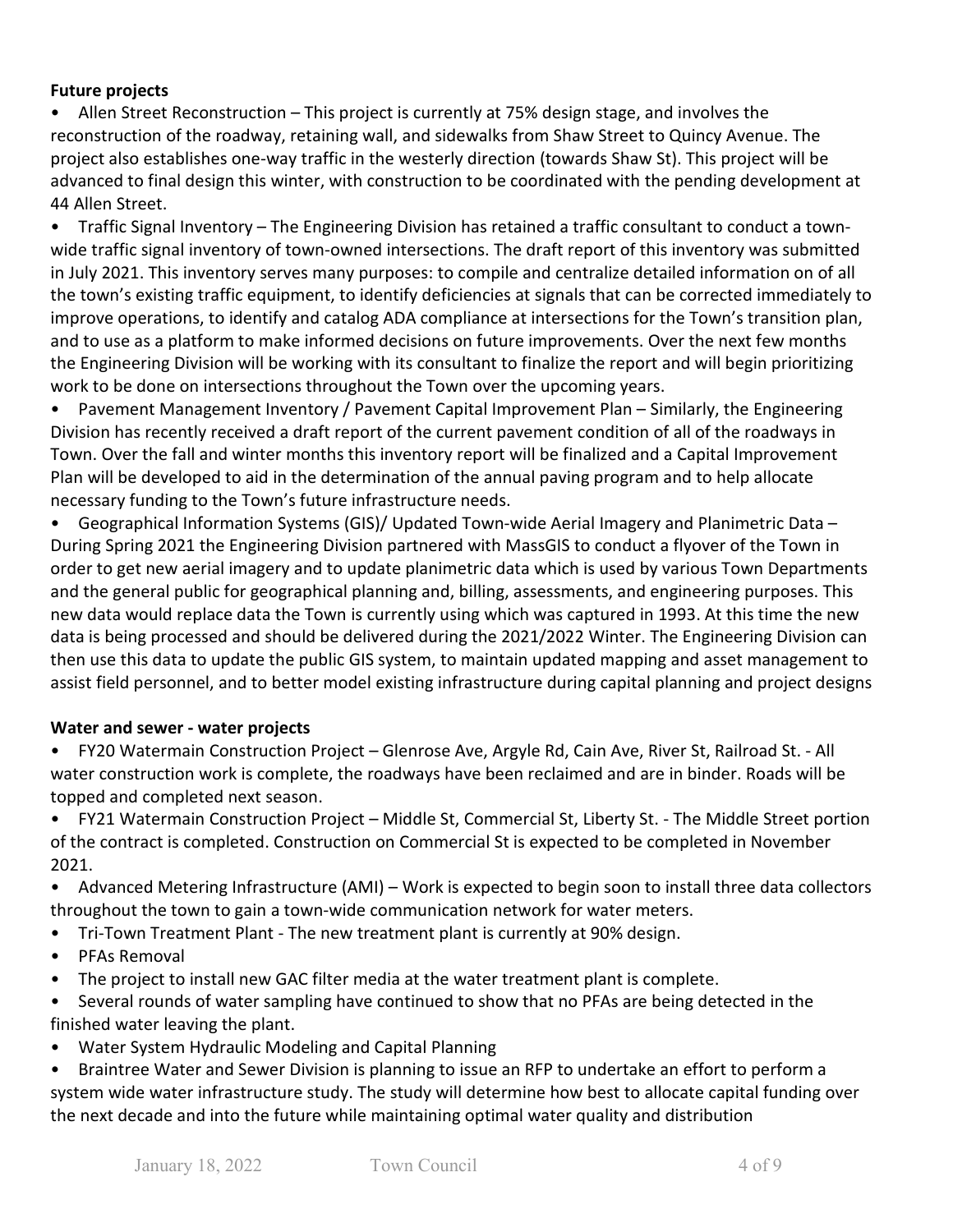**Future projects**

- Allen Street Reconstruction – This project is currently at 75% design stage, and involves the reconstruction of the roadway, retaining wall, and sidewalks from Shaw Street to Quincy Avenue. The project also establishes one-way traffic in the westerly direction (towards Shaw St). This project will be advanced to final design this winter, with construction to be coordinated with the pending development at 44 Allen Street.
- Traffic Signal Inventory – The Engineering Division has retained a traffic consultant to conduct a town-wide traffic signal inventory of town-owned intersections. The draft report of this inventory was submitted in July 2021. This inventory serves many purposes: to compile and centralize detailed information on of all the town's existing traffic equipment, to identify deficiencies at signals that can be corrected immediately to improve operations, to identify and catalog ADA compliance at intersections for the Town's transition plan, and to use as a platform to make informed decisions on future improvements. Over the next few months the Engineering Division will be working with its consultant to finalize the report and will begin prioritizing work to be done on intersections throughout the Town over the upcoming years.
- Pavement Management Inventory / Pavement Capital Improvement Plan – Similarly, the Engineering Division has recently received a draft report of the current pavement condition of all of the roadways in Town. Over the fall and winter months this inventory report will be finalized and a Capital Improvement Plan will be developed to aid in the determination of the annual paving program and to help allocate necessary funding to the Town's future infrastructure needs.
- Geographical Information Systems (GIS)/ Updated Town-wide Aerial Imagery and Planimetric Data – During Spring 2021 the Engineering Division partnered with MassGIS to conduct a flyover of the Town in order to get new aerial imagery and to update planimetric data which is used by various Town Departments and the general public for geographical planning and, billing, assessments, and engineering purposes. This new data would replace data the Town is currently using which was captured in 1993. At this time the new data is being processed and should be delivered during the 2021/2022 Winter. The Engineering Division can then use this data to update the public GIS system, to maintain updated mapping and asset management to assist field personnel, and to better model existing infrastructure during capital planning and project designs

**Water and sewer - water projects**

- FY20 Watermain Construction Project – Glenrose Ave, Argyle Rd, Cain Ave, River St, Railroad St. - All water construction work is complete, the roadways have been reclaimed and are in binder. Roads will be topped and completed next season.
- FY21 Watermain Construction Project – Middle St, Commercial St, Liberty St. - The Middle Street portion of the contract is completed. Construction on Commercial St is expected to be completed in November 2021.
- Advanced Metering Infrastructure (AMI) – Work is expected to begin soon to install three data collectors throughout the town to gain a town-wide communication network for water meters.
- Tri-Town Treatment Plant - The new treatment plant is currently at 90% design.
- PFAs Removal
- The project to install new GAC filter media at the water treatment plant is complete.
- Several rounds of water sampling have continued to show that no PFAs are being detected in the finished water leaving the plant.
- Water System Hydraulic Modeling and Capital Planning
- Braintree Water and Sewer Division is planning to issue an RFP to undertake an effort to perform a system wide water infrastructure study. The study will determine how best to allocate capital funding over the next decade and into the future while maintaining optimal water quality and distribution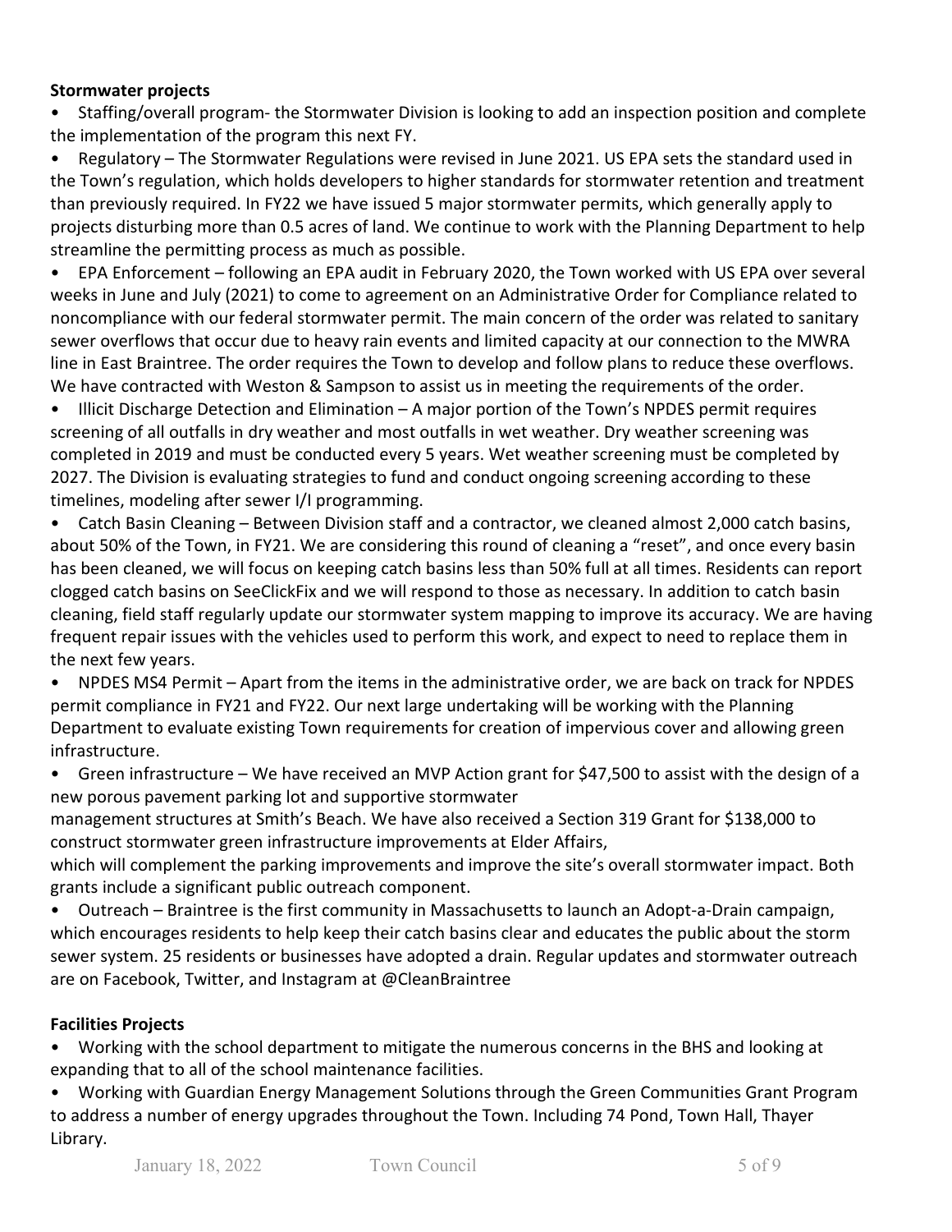**Stormwater projects**

- Staffing/overall program- the Stormwater Division is looking to add an inspection position and complete the implementation of the program this next FY.
- Regulatory – The Stormwater Regulations were revised in June 2021. US EPA sets the standard used in the Town's regulation, which holds developers to higher standards for stormwater retention and treatment than previously required. In FY22 we have issued 5 major stormwater permits, which generally apply to projects disturbing more than 0.5 acres of land. We continue to work with the Planning Department to help streamline the permitting process as much as possible.
- EPA Enforcement – following an EPA audit in February 2020, the Town worked with US EPA over several weeks in June and July (2021) to come to agreement on an Administrative Order for Compliance related to noncompliance with our federal stormwater permit. The main concern of the order was related to sanitary sewer overflows that occur due to heavy rain events and limited capacity at our connection to the MWRA line in East Braintree. The order requires the Town to develop and follow plans to reduce these overflows. We have contracted with Weston & Sampson to assist us in meeting the requirements of the order.
- Illicit Discharge Detection and Elimination – A major portion of the Town's NPDES permit requires screening of all outfalls in dry weather and most outfalls in wet weather. Dry weather screening was completed in 2019 and must be conducted every 5 years. Wet weather screening must be completed by 2027. The Division is evaluating strategies to fund and conduct ongoing screening according to these timelines, modeling after sewer I/I programming.
- Catch Basin Cleaning – Between Division staff and a contractor, we cleaned almost 2,000 catch basins, about 50% of the Town, in FY21. We are considering this round of cleaning a "reset", and once every basin has been cleaned, we will focus on keeping catch basins less than 50% full at all times. Residents can report clogged catch basins on SeeClickFix and we will respond to those as necessary. In addition to catch basin cleaning, field staff regularly update our stormwater system mapping to improve its accuracy. We are having frequent repair issues with the vehicles used to perform this work, and expect to need to replace them in the next few years.
- NPDES MS4 Permit – Apart from the items in the administrative order, we are back on track for NPDES permit compliance in FY21 and FY22. Our next large undertaking will be working with the Planning Department to evaluate existing Town requirements for creation of impervious cover and allowing green infrastructure.
- Green infrastructure – We have received an MVP Action grant for $47,500 to assist with the design of a new porous pavement parking lot and supportive stormwater management structures at Smith's Beach. We have also received a Section 319 Grant for $138,000 to construct stormwater green infrastructure improvements at Elder Affairs, which will complement the parking improvements and improve the site's overall stormwater impact. Both grants include a significant public outreach component.
- Outreach – Braintree is the first community in Massachusetts to launch an Adopt-a-Drain campaign, which encourages residents to help keep their catch basins clear and educates the public about the storm sewer system. 25 residents or businesses have adopted a drain. Regular updates and stormwater outreach are on Facebook, Twitter, and Instagram at @CleanBraintree

**Facilities Projects**

- Working with the school department to mitigate the numerous concerns in the BHS and looking at expanding that to all of the school maintenance facilities.
- Working with Guardian Energy Management Solutions through the Green Communities Grant Program to address a number of energy upgrades throughout the Town. Including 74 Pond, Town Hall, Thayer Library.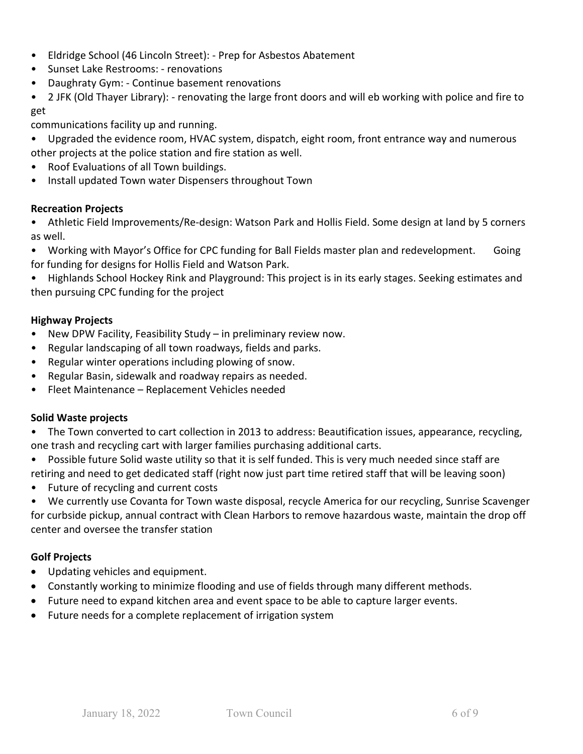- Eldridge School (46 Lincoln Street): - Prep for Asbestos Abatement
- Sunset Lake Restrooms: - renovations
- Daughraty Gym: - Continue basement renovations
- 2 JFK (Old Thayer Library): - renovating the large front doors and will eb working with police and fire to get communications facility up and running.
- Upgraded the evidence room, HVAC system, dispatch, eight room, front entrance way and numerous other projects at the police station and fire station as well.
- Roof Evaluations of all Town buildings.
- Install updated Town water Dispensers throughout Town

**Recreation Projects**

- Athletic Field Improvements/Re-design: Watson Park and Hollis Field. Some design at land by 5 corners as well.
- Working with Mayor's Office for CPC funding for Ball Fields master plan and redevelopment. Going for funding for designs for Hollis Field and Watson Park.
- Highlands School Hockey Rink and Playground: This project is in its early stages. Seeking estimates and then pursuing CPC funding for the project

**Highway Projects**

- New DPW Facility, Feasibility Study – in preliminary review now.
- Regular landscaping of all town roadways, fields and parks.
- Regular winter operations including plowing of snow.
- Regular Basin, sidewalk and roadway repairs as needed.
- Fleet Maintenance – Replacement Vehicles needed

**Solid Waste projects**

- The Town converted to cart collection in 2013 to address: Beautification issues, appearance, recycling, one trash and recycling cart with larger families purchasing additional carts.
- Possible future Solid waste utility so that it is self funded. This is very much needed since staff are retiring and need to get dedicated staff (right now just part time retired staff that will be leaving soon)
- Future of recycling and current costs
- We currently use Covanta for Town waste disposal, recycle America for our recycling, Sunrise Scavenger for curbside pickup, annual contract with Clean Harbors to remove hazardous waste, maintain the drop off center and oversee the transfer station

**Golf Projects**

- Updating vehicles and equipment.
- Constantly working to minimize flooding and use of fields through many different methods.
- Future need to expand kitchen area and event space to be able to capture larger events.
- Future needs for a complete replacement of irrigation system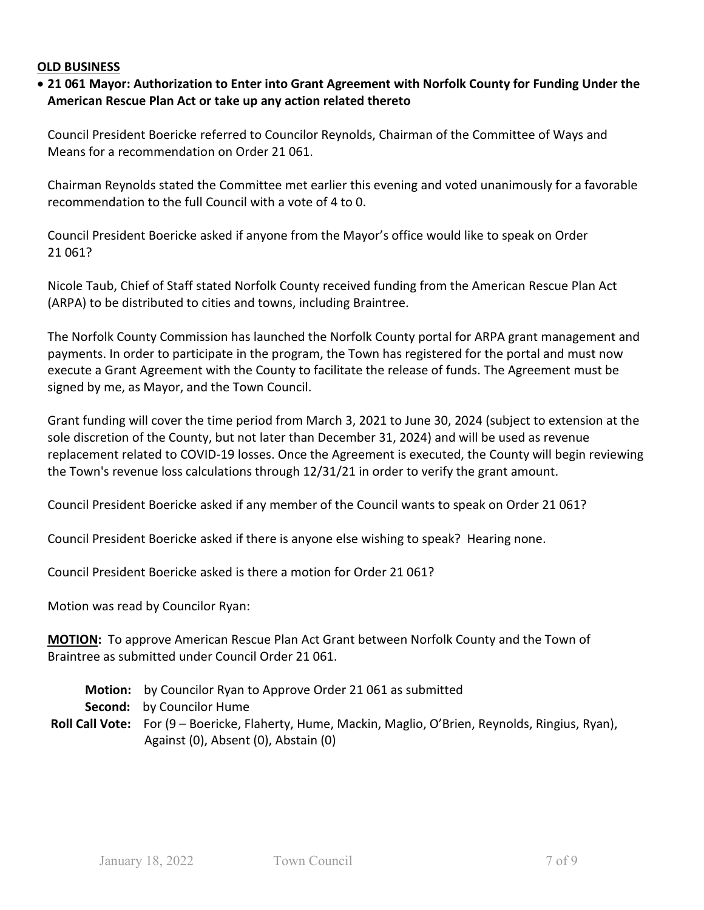**OLD BUSINESS**

- **21 061 Mayor: Authorization to Enter into Grant Agreement with Norfolk County for Funding Under the American Rescue Plan Act or take up any action related thereto**

Council President Boericke referred to Councilor Reynolds, Chairman of the Committee of Ways and Means for a recommendation on Order 21 061.

Chairman Reynolds stated the Committee met earlier this evening and voted unanimously for a favorable recommendation to the full Council with a vote of 4 to 0.

Council President Boericke asked if anyone from the Mayor's office would like to speak on Order 21 061?

Nicole Taub, Chief of Staff stated Norfolk County received funding from the American Rescue Plan Act (ARPA) to be distributed to cities and towns, including Braintree.

The Norfolk County Commission has launched the Norfolk County portal for ARPA grant management and payments. In order to participate in the program, the Town has registered for the portal and must now execute a Grant Agreement with the County to facilitate the release of funds. The Agreement must be signed by me, as Mayor, and the Town Council.

Grant funding will cover the time period from March 3, 2021 to June 30, 2024 (subject to extension at the sole discretion of the County, but not later than December 31, 2024) and will be used as revenue replacement related to COVID-19 losses. Once the Agreement is executed, the County will begin reviewing the Town's revenue loss calculations through 12/31/21 in order to verify the grant amount.

Council President Boericke asked if any member of the Council wants to speak on Order 21 061?

Council President Boericke asked if there is anyone else wishing to speak? Hearing none.

Council President Boericke asked is there a motion for Order 21 061?

Motion was read by Councilor Ryan:

**MOTION:** To approve American Rescue Plan Act Grant between Norfolk County and the Town of Braintree as submitted under Council Order 21 061.

**Motion:** by Councilor Ryan to Approve Order 21 061 as submitted
**Second:** by Councilor Hume
**Roll Call Vote:** For (9 – Boericke, Flaherty, Hume, Mackin, Maglio, O'Brien, Reynolds, Ringius, Ryan), Against (0), Absent (0), Abstain (0)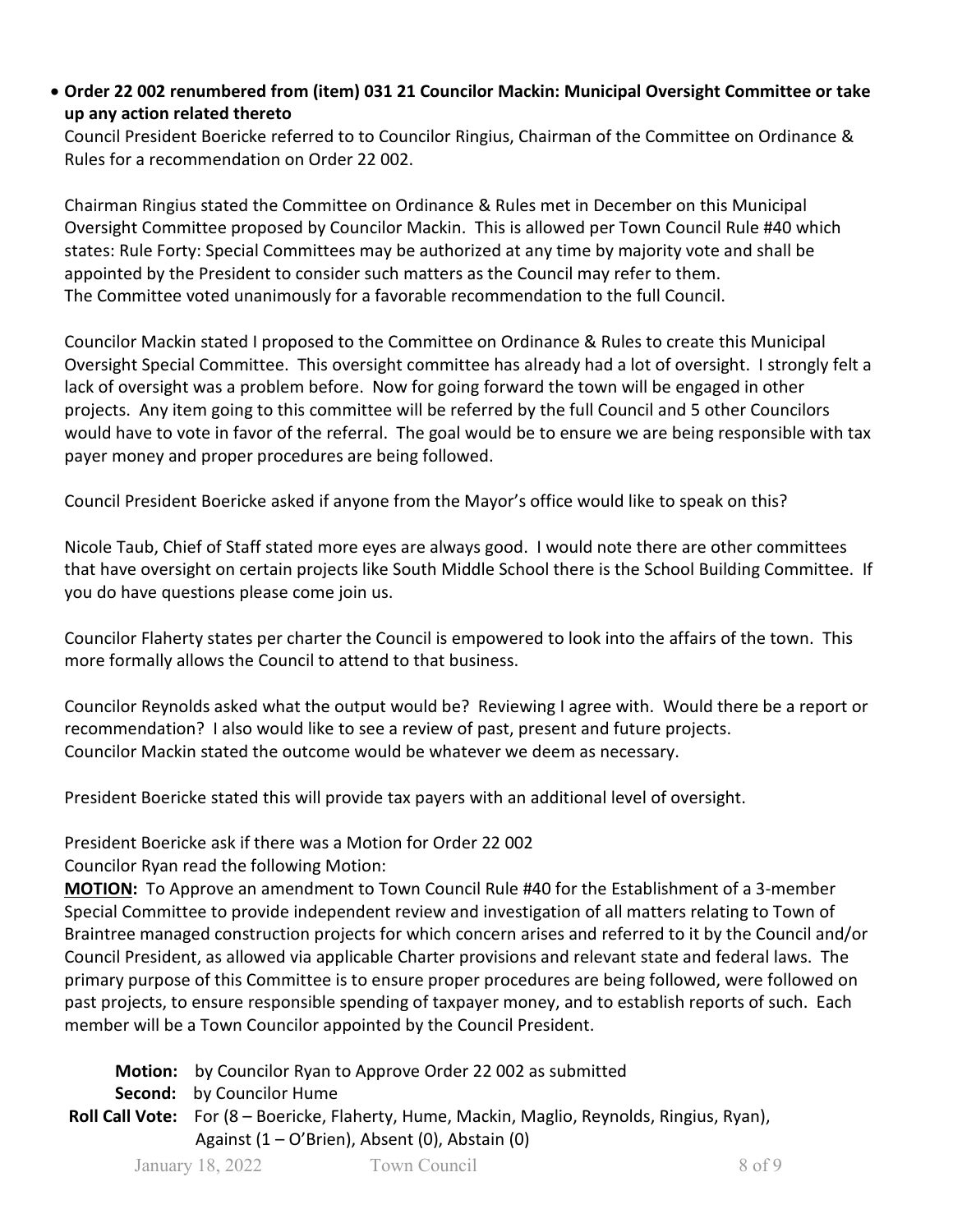- **Order 22 002 renumbered from (item) 031 21 Councilor Mackin: Municipal Oversight Committee or take up any action related thereto**

Council President Boericke referred to to Councilor Ringius, Chairman of the Committee on Ordinance & Rules for a recommendation on Order 22 002.

Chairman Ringius stated the Committee on Ordinance & Rules met in December on this Municipal Oversight Committee proposed by Councilor Mackin. This is allowed per Town Council Rule #40 which states: Rule Forty: Special Committees may be authorized at any time by majority vote and shall be appointed by the President to consider such matters as the Council may refer to them. The Committee voted unanimously for a favorable recommendation to the full Council.

Councilor Mackin stated I proposed to the Committee on Ordinance & Rules to create this Municipal Oversight Special Committee. This oversight committee has already had a lot of oversight. I strongly felt a lack of oversight was a problem before. Now for going forward the town will be engaged in other projects. Any item going to this committee will be referred by the full Council and 5 other Councilors would have to vote in favor of the referral. The goal would be to ensure we are being responsible with tax payer money and proper procedures are being followed.

Council President Boericke asked if anyone from the Mayor's office would like to speak on this?

Nicole Taub, Chief of Staff stated more eyes are always good. I would note there are other committees that have oversight on certain projects like South Middle School there is the School Building Committee. If you do have questions please come join us.

Councilor Flaherty states per charter the Council is empowered to look into the affairs of the town. This more formally allows the Council to attend to that business.

Councilor Reynolds asked what the output would be? Reviewing I agree with. Would there be a report or recommendation? I also would like to see a review of past, present and future projects.
Councilor Mackin stated the outcome would be whatever we deem as necessary.

President Boericke stated this will provide tax payers with an additional level of oversight.

President Boericke ask if there was a Motion for Order 22 002
Councilor Ryan read the following Motion:

**MOTION:** To Approve an amendment to Town Council Rule #40 for the Establishment of a 3-member Special Committee to provide independent review and investigation of all matters relating to Town of Braintree managed construction projects for which concern arises and referred to it by the Council and/or Council President, as allowed via applicable Charter provisions and relevant state and federal laws. The primary purpose of this Committee is to ensure proper procedures are being followed, were followed on past projects, to ensure responsible spending of taxpayer money, and to establish reports of such. Each member will be a Town Councilor appointed by the Council President.

**Motion:** by Councilor Ryan to Approve Order 22 002 as submitted
**Second:** by Councilor Hume
**Roll Call Vote:** For (8 – Boericke, Flaherty, Hume, Mackin, Maglio, Reynolds, Ringius, Ryan), Against (1 – O'Brien), Absent (0), Abstain (0)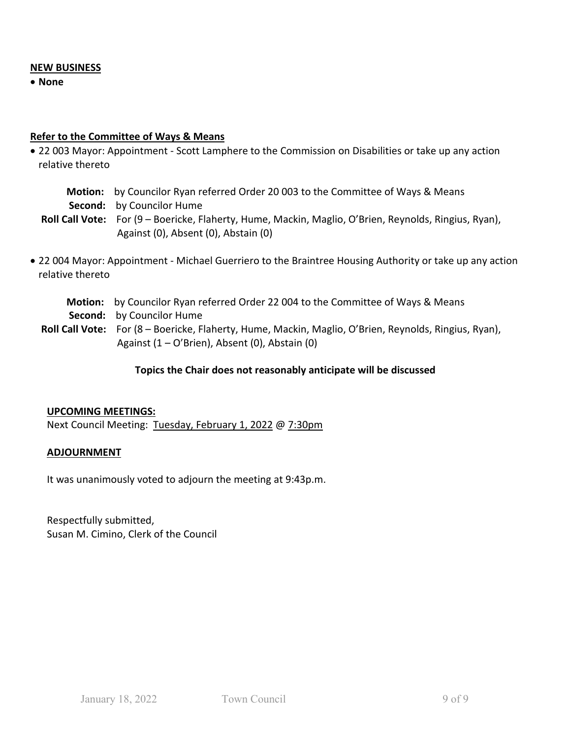**NEW BUSINESS**

- **None**

**Refer to the Committee of Ways & Means**

- 22 003 Mayor: Appointment - Scott Lamphere to the Commission on Disabilities or take up any action relative thereto

  **Motion:** by Councilor Ryan referred Order 20 003 to the Committee of Ways & Means
  **Second:** by Councilor Hume
  **Roll Call Vote:** For (9 – Boericke, Flaherty, Hume, Mackin, Maglio, O'Brien, Reynolds, Ringius, Ryan), Against (0), Absent (0), Abstain (0)

- 22 004 Mayor: Appointment - Michael Guerriero to the Braintree Housing Authority or take up any action relative thereto

  **Motion:** by Councilor Ryan referred Order 22 004 to the Committee of Ways & Means
  **Second:** by Councilor Hume
  **Roll Call Vote:** For (8 – Boericke, Flaherty, Hume, Mackin, Maglio, O'Brien, Reynolds, Ringius, Ryan), Against (1 – O'Brien), Absent (0), Abstain (0)

**Topics the Chair does not reasonably anticipate will be discussed**

**UPCOMING MEETINGS:**
Next Council Meeting: Tuesday, February 1, 2022 @ 7:30pm

**ADJOURNMENT**

It was unanimously voted to adjourn the meeting at 9:43p.m.

Respectfully submitted,
Susan M. Cimino, Clerk of the Council